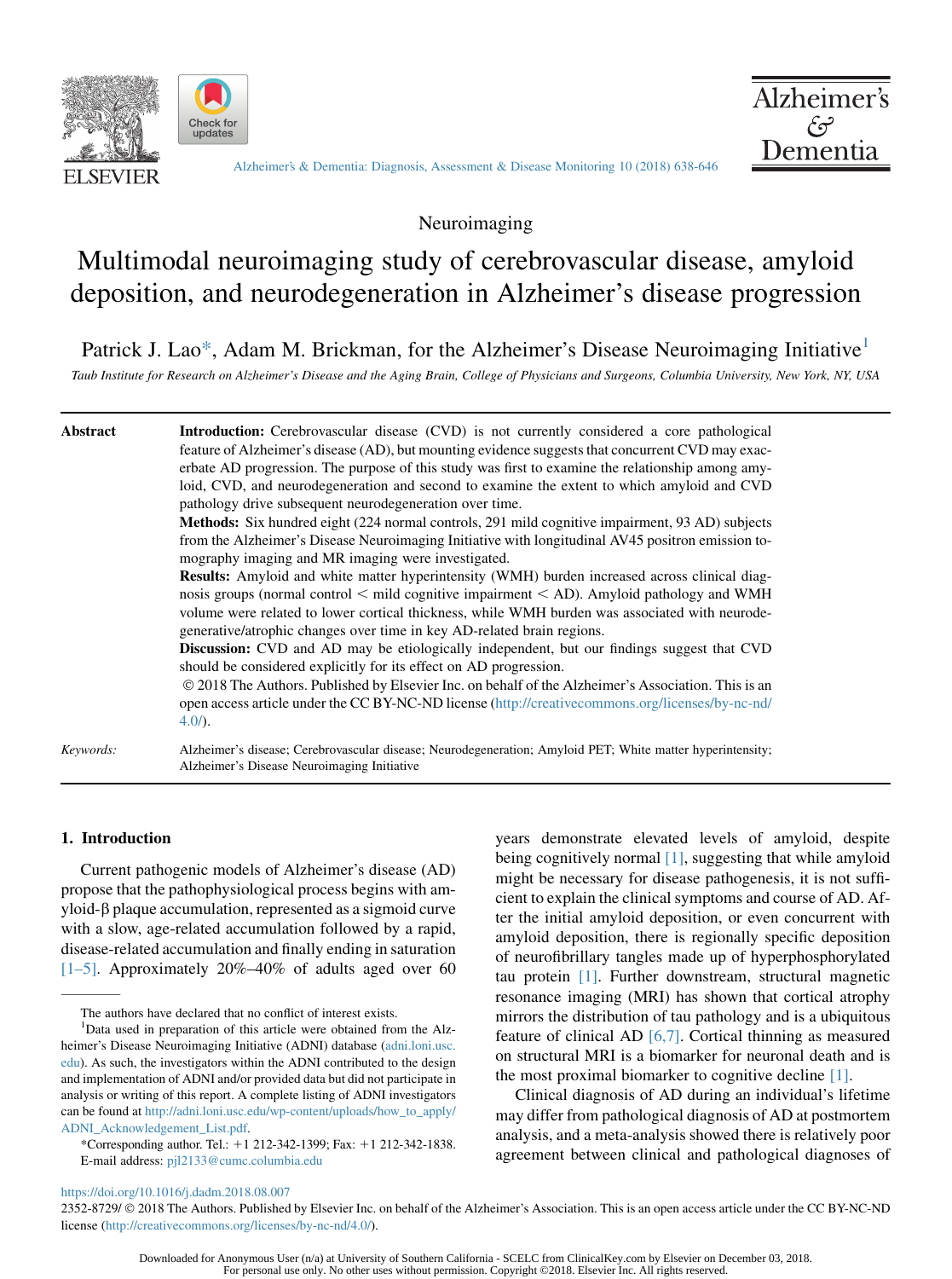Neuroimaging

# Multimodal neuroimaging study of cerebrovascular disease, amyloid deposition, and neurodegeneration in Alzheimer's disease progression

Patrick J. Lao*, Adam M. Brickman, for the Alzheimer's Disease Neuroimaging Initiative[1]

*Taub Institute for Research on Alzheimer's Disease and the Aging Brain, College of Physicians and Surgeons, Columbia University, New York, NY, USA*

**Abstract**

**Introduction:** Cerebrovascular disease (CVD) is not currently considered a core pathological feature of Alzheimer's disease (AD), but mounting evidence suggests that concurrent CVD may exacerbate AD progression. The purpose of this study was first to examine the relationship among amyloid, CVD, and neurodegeneration and second to examine the extent to which amyloid and CVD pathology drive subsequent neurodegeneration over time.

**Methods:** Six hundred eight (224 normal controls, 291 mild cognitive impairment, 93 AD) subjects from the Alzheimer's Disease Neuroimaging Initiative with longitudinal AV45 positron emission tomography imaging and MR imaging were investigated.

**Results:** Amyloid and white matter hyperintensity (WMH) burden increased across clinical diagnosis groups (normal control < mild cognitive impairment < AD). Amyloid pathology and WMH volume were related to lower cortical thickness, while WMH burden was associated with neurodegenerative/atrophic changes over time in key AD-related brain regions.

**Discussion:** CVD and AD may be etiologically independent, but our findings suggest that CVD should be considered explicitly for its effect on AD progression.

© 2018 The Authors. Published by Elsevier Inc. on behalf of the Alzheimer's Association. This is an open access article under the CC BY-NC-ND license (http://creativecommons.org/licenses/by-nc-nd/4.0/).

*Keywords:* Alzheimer's disease; Cerebrovascular disease; Neurodegeneration; Amyloid PET; White matter hyperintensity; Alzheimer's Disease Neuroimaging Initiative

## 1. Introduction

Current pathogenic models of Alzheimer's disease (AD) propose that the pathophysiological process begins with amyloid-β plaque accumulation, represented as a sigmoid curve with a slow, age-related accumulation followed by a rapid, disease-related accumulation and finally ending in saturation [1–5]. Approximately 20%–40% of adults aged over 60 years demonstrate elevated levels of amyloid, despite being cognitively normal [1], suggesting that while amyloid might be necessary for disease pathogenesis, it is not sufficient to explain the clinical symptoms and course of AD. After the initial amyloid deposition, or even concurrent with amyloid deposition, there is regionally specific deposition of neurofibrillary tangles made up of hyperphosphorylated tau protein [1]. Further downstream, structural magnetic resonance imaging (MRI) has shown that cortical atrophy mirrors the distribution of tau pathology and is a ubiquitous feature of clinical AD [6,7]. Cortical thinning as measured on structural MRI is a biomarker for neuronal death and is the most proximal biomarker to cognitive decline [1].

Clinical diagnosis of AD during an individual's lifetime may differ from pathological diagnosis of AD at postmortem analysis, and a meta-analysis showed there is relatively poor agreement between clinical and pathological diagnoses of

---

The authors have declared that no conflict of interest exists.

[1]Data used in preparation of this article were obtained from the Alzheimer's Disease Neuroimaging Initiative (ADNI) database (adni.loni.usc.edu). As such, the investigators within the ADNI contributed to the design and implementation of ADNI and/or provided data but did not participate in analysis or writing of this report. A complete listing of ADNI investigators can be found at http://adni.loni.usc.edu/wp-content/uploads/how_to_apply/ADNI_Acknowledgement_List.pdf.

*Corresponding author. Tel.: +1 212-342-1399; Fax: +1 212-342-1838.
E-mail address: pjl2133@cumc.columbia.edu

https://doi.org/10.1016/j.dadm.2018.08.007

2352-8729/ © 2018 The Authors. Published by Elsevier Inc. on behalf of the Alzheimer's Association. This is an open access article under the CC BY-NC-ND license (http://creativecommons.org/licenses/by-nc-nd/4.0/).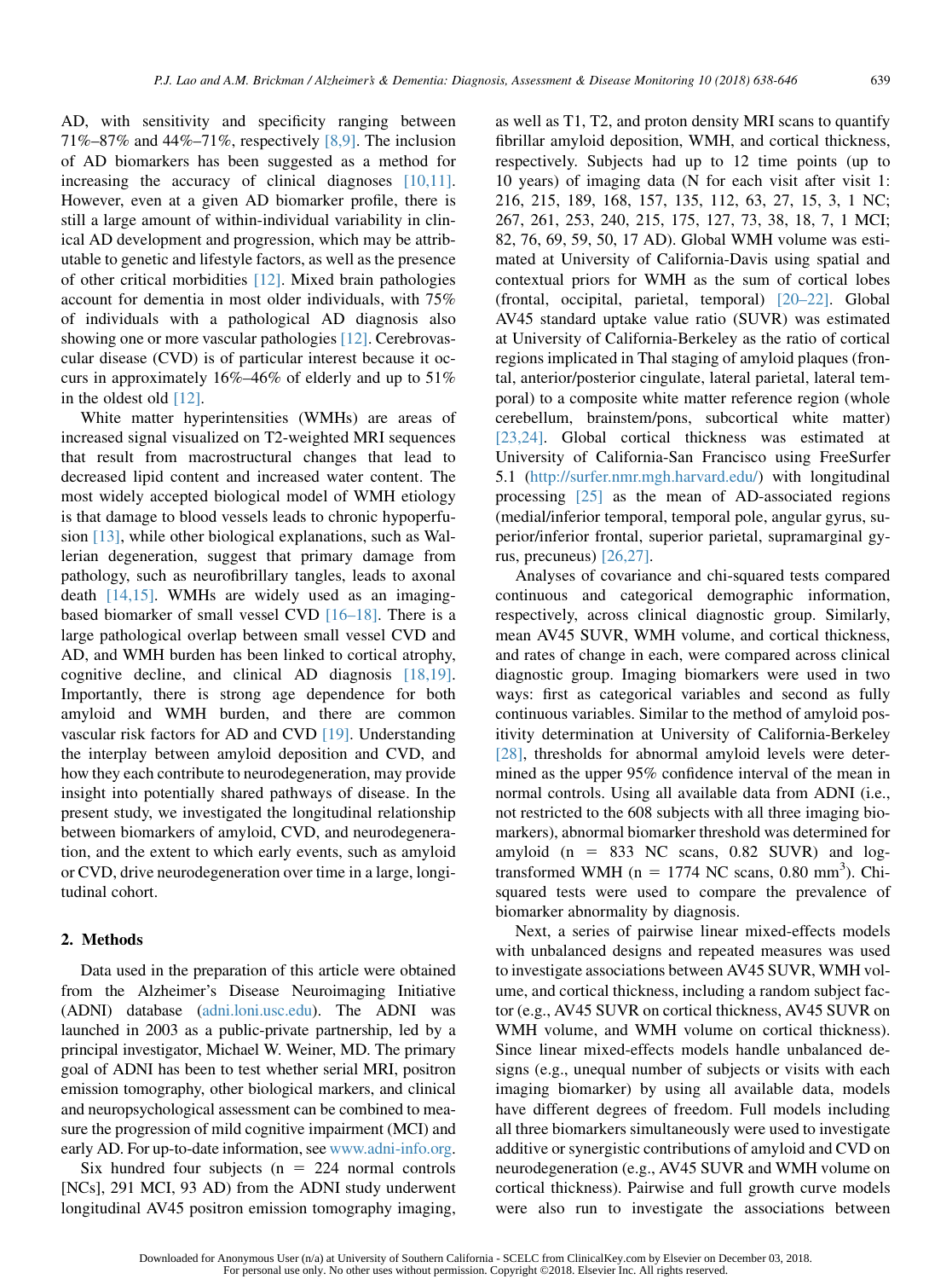AD, with sensitivity and specificity ranging between 71%–87% and 44%–71%, respectively [8,9]. The inclusion of AD biomarkers has been suggested as a method for increasing the accuracy of clinical diagnoses [10,11]. However, even at a given AD biomarker profile, there is still a large amount of within-individual variability in clinical AD development and progression, which may be attributable to genetic and lifestyle factors, as well as the presence of other critical morbidities [12]. Mixed brain pathologies account for dementia in most older individuals, with 75% of individuals with a pathological AD diagnosis also showing one or more vascular pathologies [12]. Cerebrovascular disease (CVD) is of particular interest because it occurs in approximately 16%–46% of elderly and up to 51% in the oldest old [12].

White matter hyperintensities (WMHs) are areas of increased signal visualized on T2-weighted MRI sequences that result from macrostructural changes that lead to decreased lipid content and increased water content. The most widely accepted biological model of WMH etiology is that damage to blood vessels leads to chronic hypoperfusion [13], while other biological explanations, such as Wallerian degeneration, suggest that primary damage from pathology, such as neurofibrillary tangles, leads to axonal death [14,15]. WMHs are widely used as an imaging-based biomarker of small vessel CVD [16–18]. There is a large pathological overlap between small vessel CVD and AD, and WMH burden has been linked to cortical atrophy, cognitive decline, and clinical AD diagnosis [18,19]. Importantly, there is strong age dependence for both amyloid and WMH burden, and there are common vascular risk factors for AD and CVD [19]. Understanding the interplay between amyloid deposition and CVD, and how they each contribute to neurodegeneration, may provide insight into potentially shared pathways of disease. In the present study, we investigated the longitudinal relationship between biomarkers of amyloid, CVD, and neurodegeneration, and the extent to which early events, such as amyloid or CVD, drive neurodegeneration over time in a large, longitudinal cohort.

## 2. Methods

Data used in the preparation of this article were obtained from the Alzheimer's Disease Neuroimaging Initiative (ADNI) database (adni.loni.usc.edu). The ADNI was launched in 2003 as a public-private partnership, led by a principal investigator, Michael W. Weiner, MD. The primary goal of ADNI has been to test whether serial MRI, positron emission tomography, other biological markers, and clinical and neuropsychological assessment can be combined to measure the progression of mild cognitive impairment (MCI) and early AD. For up-to-date information, see www.adni-info.org.

Six hundred four subjects (n = 224 normal controls [NCs], 291 MCI, 93 AD) from the ADNI study underwent longitudinal AV45 positron emission tomography imaging, as well as T1, T2, and proton density MRI scans to quantify fibrillar amyloid deposition, WMH, and cortical thickness, respectively. Subjects had up to 12 time points (up to 10 years) of imaging data (N for each visit after visit 1: 216, 215, 189, 168, 157, 135, 112, 63, 27, 15, 3, 1 NC; 267, 261, 253, 240, 215, 175, 127, 73, 38, 18, 7, 1 MCI; 82, 76, 69, 59, 50, 17 AD). Global WMH volume was estimated at University of California-Davis using spatial and contextual priors for WMH as the sum of cortical lobes (frontal, occipital, parietal, temporal) [20–22]. Global AV45 standard uptake value ratio (SUVR) was estimated at University of California-Berkeley as the ratio of cortical regions implicated in Thal staging of amyloid plaques (frontal, anterior/posterior cingulate, lateral parietal, lateral temporal) to a composite white matter reference region (whole cerebellum, brainstem/pons, subcortical white matter) [23,24]. Global cortical thickness was estimated at University of California-San Francisco using FreeSurfer 5.1 (http://surfer.nmr.mgh.harvard.edu/) with longitudinal processing [25] as the mean of AD-associated regions (medial/inferior temporal, temporal pole, angular gyrus, superior/inferior frontal, superior parietal, supramarginal gyrus, precuneus) [26,27].

Analyses of covariance and chi-squared tests compared continuous and categorical demographic information, respectively, across clinical diagnostic group. Similarly, mean AV45 SUVR, WMH volume, and cortical thickness, and rates of change in each, were compared across clinical diagnostic group. Imaging biomarkers were used in two ways: first as categorical variables and second as fully continuous variables. Similar to the method of amyloid positivity determination at University of California-Berkeley [28], thresholds for abnormal amyloid levels were determined as the upper 95% confidence interval of the mean in normal controls. Using all available data from ADNI (i.e., not restricted to the 608 subjects with all three imaging biomarkers), abnormal biomarker threshold was determined for amyloid (n = 833 NC scans, 0.82 SUVR) and log-transformed WMH (n = 1774 NC scans, 0.80 mm$^3$). Chi-squared tests were used to compare the prevalence of biomarker abnormality by diagnosis.

Next, a series of pairwise linear mixed-effects models with unbalanced designs and repeated measures was used to investigate associations between AV45 SUVR, WMH volume, and cortical thickness, including a random subject factor (e.g., AV45 SUVR on cortical thickness, AV45 SUVR on WMH volume, and WMH volume on cortical thickness). Since linear mixed-effects models handle unbalanced designs (e.g., unequal number of subjects or visits with each imaging biomarker) by using all available data, models have different degrees of freedom. Full models including all three biomarkers simultaneously were used to investigate additive or synergistic contributions of amyloid and CVD on neurodegeneration (e.g., AV45 SUVR and WMH volume on cortical thickness). Pairwise and full growth curve models were also run to investigate the associations between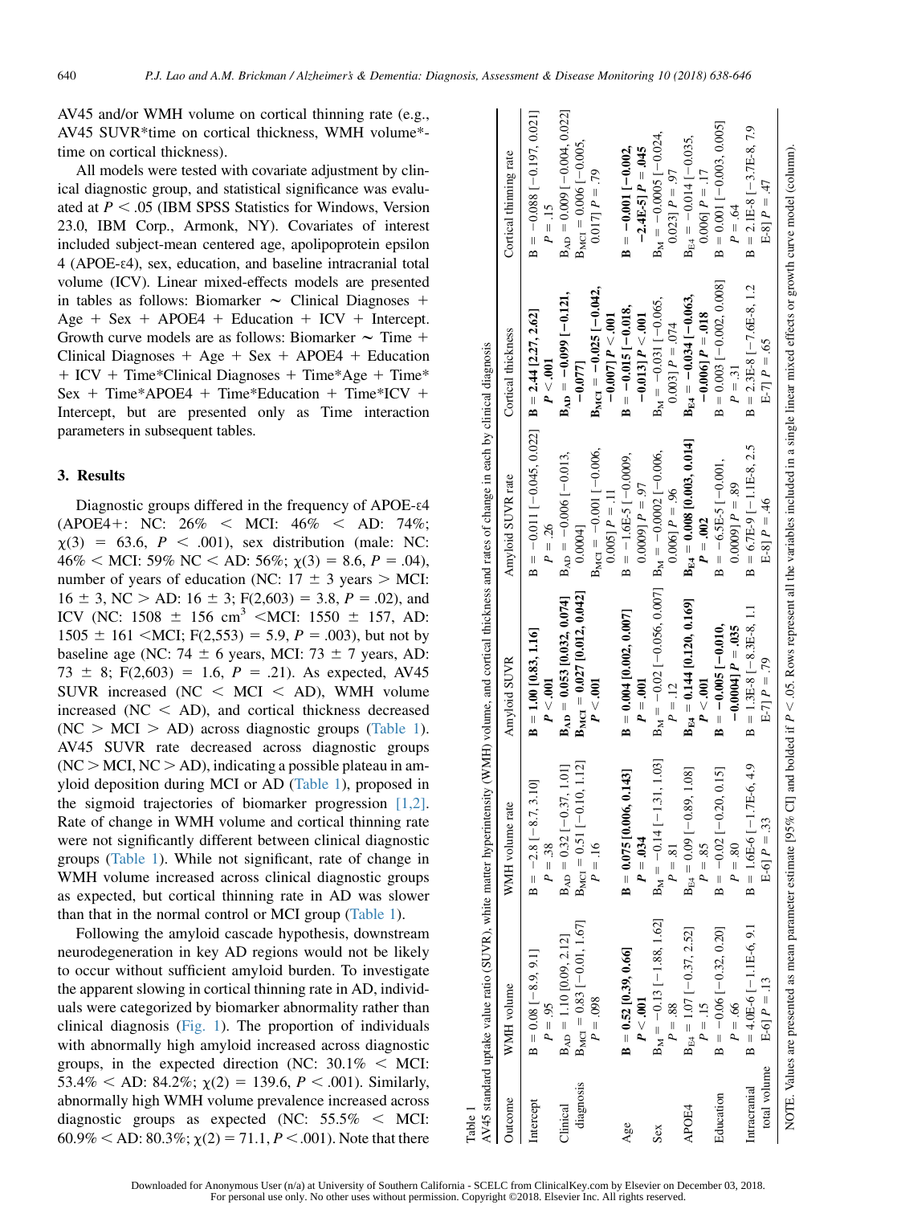AV45 and/or WMH volume on cortical thinning rate (e.g., AV45 SUVR*time on cortical thickness, WMH volume*time on cortical thickness).

All models were tested with covariate adjustment by clinical diagnostic group, and statistical significance was evaluated at $P < .05$ (IBM SPSS Statistics for Windows, Version 23.0, IBM Corp., Armonk, NY). Covariates of interest included subject-mean centered age, apolipoprotein epsilon 4 (APOE-ε4), sex, education, and baseline intracranial total volume (ICV). Linear mixed-effects models are presented in tables as follows: Biomarker ~ Clinical Diagnoses + Age + Sex + APOE4 + Education + ICV + Intercept. Growth curve models are as follows: Biomarker ~ Time + Clinical Diagnoses + Age + Sex + APOE4 + Education + ICV + Time*Clinical Diagnoses + Time*Age + Time*Sex + Time*APOE4 + Time*Education + Time*ICV + Intercept, but are presented only as Time interaction parameters in subsequent tables.

## 3. Results

Diagnostic groups differed in the frequency of APOE-ε4 (APOE4+: NC: 26% < MCI: 46% < AD: 74%; $\chi(3) = 63.6$, $P < .001$), sex distribution (male: NC: 46% < MCI: 59% NC < AD: 56%; $\chi(3) = 8.6$, $P = .04$), number of years of education (NC: 17 ± 3 years > MCI: 16 ± 3, NC > AD: 16 ± 3; $F(2,603) = 3.8$, $P = .02$), and ICV (NC: 1508 ± 156 $cm^3$ <MCI: 1550 ± 157, AD: 1505 ± 161 <MCI; $F(2,553) = 5.9$, $P = .003$), but not by baseline age (NC: 74 ± 6 years, MCI: 73 ± 7 years, AD: 73 ± 8; $F(2,603) = 1.6$, $P = .21$). As expected, AV45 SUVR increased (NC < MCI < AD), WMH volume increased (NC < AD), and cortical thickness decreased (NC > MCI > AD) across diagnostic groups (Table 1). AV45 SUVR rate decreased across diagnostic groups (NC > MCI, NC > AD), indicating a possible plateau in amyloid deposition during MCI or AD (Table 1), proposed in the sigmoid trajectories of biomarker progression [1,2]. Rate of change in WMH volume and cortical thinning rate were not significantly different between clinical diagnostic groups (Table 1). While not significant, rate of change in WMH volume increased across clinical diagnostic groups as expected, but cortical thinning rate in AD was slower than that in the normal control or MCI group (Table 1).

Following the amyloid cascade hypothesis, downstream neurodegeneration in key AD regions would not be likely to occur without sufficient amyloid burden. To investigate the apparent slowing in cortical thinning rate in AD, individuals were categorized by biomarker abnormality rather than clinical diagnosis (Fig. 1). The proportion of individuals with abnormally high amyloid increased across diagnostic groups, in the expected direction (NC: 30.1% < MCI: 53.4% < AD: 84.2%; $\chi(2) = 139.6$, $P < .001$). Similarly, abnormally high WMH volume prevalence increased across diagnostic groups as expected (NC: 55.5% < MCI: 60.9% < AD: 80.3%; $\chi(2) = 71.1$, $P < .001$). Note that there

Table 1
AV45 standard uptake value ratio (SUVR), white matter hyperintensity (WMH) volume, and cortical thickness and rates of change in each by clinical diagnosis

| Outcome | WMH volume | WMH volume rate | Amyloid SUVR | Amyloid SUVR rate | Cortical thickness | Cortical thinning rate |
|---|---|---|---|---|---|---|
| Intercept | B = 0.08 [−8.9, 9.1] $P = .95$ | B = −2.8 [−8.7, 3.10] $P = .38$ | **B = 1.00 [0.83, 1.16] $P < .001$** | B = −0.011 [−0.045, 0.022] $P = .26$ | **B = 2.44 [2.27, 2.62] $P < .001$** | B = −0.088 [−0.197, 0.021] $P = .15$ |
| Clinical diagnosis | $B_{AD}$ = 1.10 [0.09, 2.12] $B_{MCI}$ = 0.83 [−0.01, 1.67] $P = .098$ | $B_{AD}$ = 0.32 [−0.37, 1.01] $B_{MCI}$ = 0.51 [−0.10, 1.12] $P = .16$ | **$B_{AD}$ = 0.053 [0.032, 0.074] $B_{MCI}$ = 0.027 [0.012, 0.042] $P < .001$** | $B_{AD}$ = −0.006 [−0.013, 0.0004] $B_{MCI}$ = −0.001 [−0.006, 0.005] $P = .11$ | **$B_{AD}$ = −0.099 [−0.121, −0.077] $B_{MCI}$ = −0.025 [−0.042, −0.007] $P < .001$** | $B_{AD}$ = 0.009 [−0.004, 0.022] $B_{MCI}$ = 0.006 [−0.005, 0.017] $P = .79$ |
| Age | **B = 0.52 [0.39, 0.66] $P < .001$** | **B = 0.075 [0.006, 0.143] $P = .034$** | **B = 0.004 [0.002, 0.007] $P = .001$** | B = −1.6E-5 [−0.0009, 0.0009] $P = .97$ | **B = −0.015 [−0.018, −0.013] $P < .001$** | **B = −0.001 [−0.002, −2.4E-5] $P = .045$** |
| Sex | $B_M$ = −0.13 [−1.88, 1.62] $P = .88$ | $B_M$ = −0.14 [−1.31, 1.03] $P = .81$ | $B_M$ = −0.02 [−0.056, 0.007] $P = .12$ | $B_M$ = −0.0002 [−0.006, 0.006] $P = .96$ | $B_M$ = −0.031 [−0.065, 0.003] $P = .074$ | $B_M$ = −0.0005 [−0.024, 0.023] $P = .97$ |
| APOE4 | $B_{E4}$ = 1.07 [−0.37, 2.52] $P = .15$ | $B_{E4}$ = 0.09 [−0.89, 1.08] $P = .85$ | **$B_{E4}$ = 0.144 [0.120, 0.169] $P < .001$** | **$B_{E4}$ = 0.008 [0.003, 0.014] $P = .002$** | **$B_{E4}$ = −0.034 [−0.063, −0.006] $P = .018$** | $B_{E4}$ = −0.014 [−0.035, 0.006] $P = .17$ |
| Education | B = −0.06 [−0.32, 0.20] $P = .66$ | B = −0.02 [−0.20, 0.15] $P = .80$ | **B = −0.005 [−0.010, −0.0004] $P = .035$** | B = −6.5E-5 [−0.001, 0.0009] $P = .89$ | B = 0.003 [−0.002, 0.008] $P = .31$ | B = 0.001 [−0.003, 0.005] $P = .64$ |
| Intracranial total volume | B = 4.0E-6 [−1.1E-6, 9.1 E-6] $P = .13$ | B = 1.6E-6 [−1.7E-6, 4.9 E-6] $P = .33$ | B = 1.3E-8 [−8.3E-8, 1.1 E-7] $P = .79$ | B = 6.7E-9 [−1.1E-8, 2.5 E-8] $P = .46$ | B = 2.3E-8 [−7.6E-8, 1.2 E-7] $P = .65$ | B = 2.1E-8 [−3.7E-8, 7.9 E-8] $P = .47$ |

NOTE. Values are presented as mean parameter estimate [95% CI] and bolded if $P < .05$. Rows represent all the variables included in a single linear mixed effects or growth curve model (column).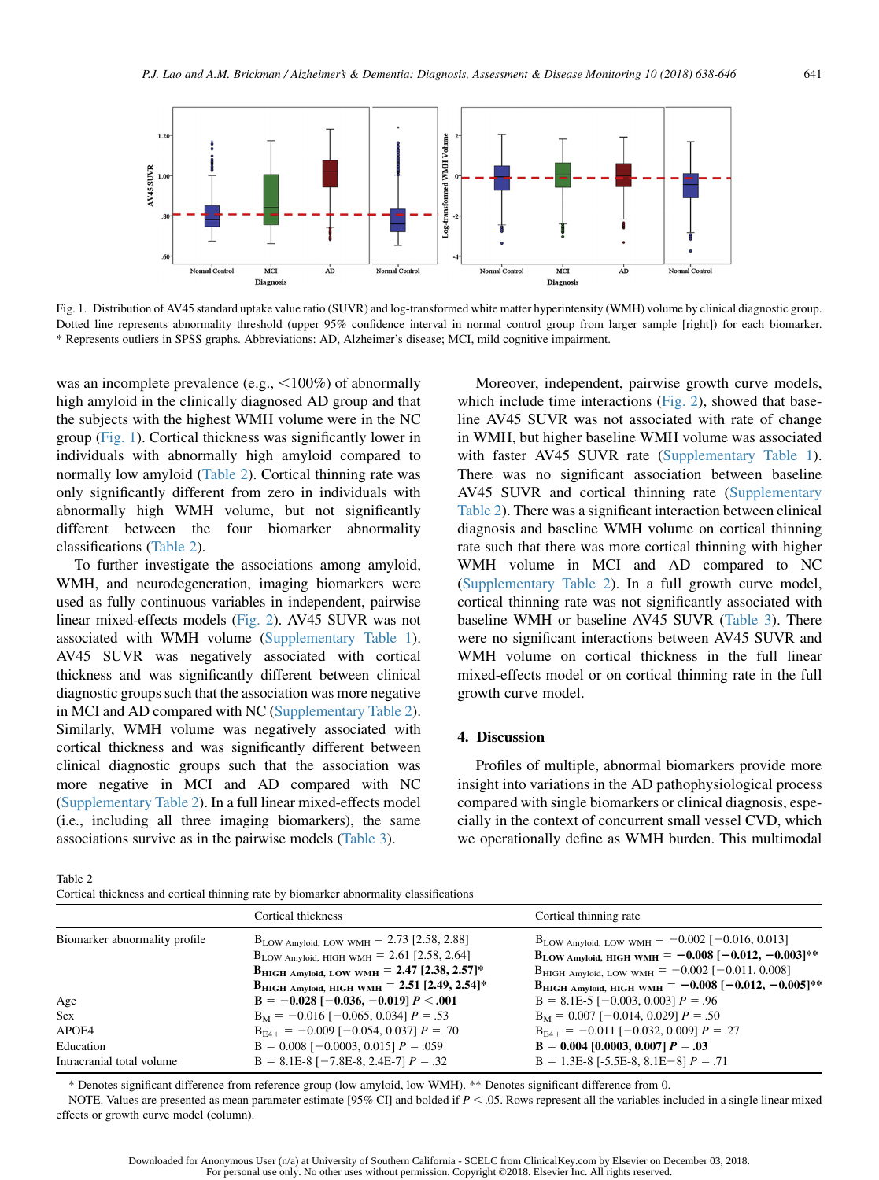Fig. 1. Distribution of AV45 standard uptake value ratio (SUVR) and log-transformed white matter hyperintensity (WMH) volume by clinical diagnostic group. Dotted line represents abnormality threshold (upper 95% confidence interval in normal control group from larger sample [right]) for each biomarker. * Represents outliers in SPSS graphs. Abbreviations: AD, Alzheimer's disease; MCI, mild cognitive impairment.

was an incomplete prevalence (e.g., <100%) of abnormally high amyloid in the clinically diagnosed AD group and that the subjects with the highest WMH volume were in the NC group (Fig. 1). Cortical thickness was significantly lower in individuals with abnormally high amyloid compared to normally low amyloid (Table 2). Cortical thinning rate was only significantly different from zero in individuals with abnormally high WMH volume, but not significantly different between the four biomarker abnormality classifications (Table 2).

To further investigate the associations among amyloid, WMH, and neurodegeneration, imaging biomarkers were used as fully continuous variables in independent, pairwise linear mixed-effects models (Fig. 2). AV45 SUVR was not associated with WMH volume (Supplementary Table 1). AV45 SUVR was negatively associated with cortical thickness and was significantly different between clinical diagnostic groups such that the association was more negative in MCI and AD compared with NC (Supplementary Table 2). Similarly, WMH volume was negatively associated with cortical thickness and was significantly different between clinical diagnostic groups such that the association was more negative in MCI and AD compared with NC (Supplementary Table 2). In a full linear mixed-effects model (i.e., including all three imaging biomarkers), the same associations survive as in the pairwise models (Table 3).

Moreover, independent, pairwise growth curve models, which include time interactions (Fig. 2), showed that baseline AV45 SUVR was not associated with rate of change in WMH, but higher baseline WMH volume was associated with faster AV45 SUVR rate (Supplementary Table 1). There was no significant association between baseline AV45 SUVR and cortical thinning rate (Supplementary Table 2). There was a significant interaction between clinical diagnosis and baseline WMH volume on cortical thinning rate such that there was more cortical thinning with higher WMH volume in MCI and AD compared to NC (Supplementary Table 2). In a full growth curve model, cortical thinning rate was not significantly associated with baseline WMH or baseline AV45 SUVR (Table 3). There were no significant interactions between AV45 SUVR and WMH volume on cortical thickness in the full linear mixed-effects model or on cortical thinning rate in the full growth curve model.

## 4. Discussion

Profiles of multiple, abnormal biomarkers provide more insight into variations in the AD pathophysiological process compared with single biomarkers or clinical diagnosis, especially in the context of concurrent small vessel CVD, which we operationally define as WMH burden. This multimodal

Table 2
Cortical thickness and cortical thinning rate by biomarker abnormality classifications

| | Cortical thickness | Cortical thinning rate |
|---|---|---|
| Biomarker abnormality profile | $B_{\text{LOW Amyloid, LOW WMH}}$ = 2.73 [2.58, 2.88] | $B_{\text{LOW Amyloid, LOW WMH}}$ = −0.002 [−0.016, 0.013] |
| | $B_{\text{LOW Amyloid, HIGH WMH}}$ = 2.61 [2.58, 2.64] | **$B_{\text{LOW Amyloid, HIGH WMH}}$ = −0.008 [−0.012, −0.003]**\*\* |
| | **$B_{\text{HIGH Amyloid, LOW WMH}}$ = 2.47 [2.38, 2.57]**\* | $B_{\text{HIGH Amyloid, LOW WMH}}$ = −0.002 [−0.011, 0.008] |
| | **$B_{\text{HIGH Amyloid, HIGH WMH}}$ = 2.51 [2.49, 2.54]**\* | **$B_{\text{HIGH Amyloid, HIGH WMH}}$ = −0.008 [−0.012, −0.005]**\*\* |
| Age | **B = −0.028 [−0.036, −0.019] P < .001** | B = 8.1E-5 [−0.003, 0.003] P = .96 |
| Sex | $B_M$ = −0.016 [−0.065, 0.034] P = .53 | $B_M$ = 0.007 [−0.014, 0.029] P = .50 |
| APOE4 | $B_{E4+}$ = −0.009 [−0.054, 0.037] P = .70 | $B_{E4+}$ = −0.011 [−0.032, 0.009] P = .27 |
| Education | B = 0.008 [−0.0003, 0.015] P = .059 | **B = 0.004 [0.0003, 0.007] P = .03** |
| Intracranial total volume | B = 8.1E-8 [−7.8E-8, 2.4E-7] P = .32 | B = 1.3E-8 [-5.5E-8, 8.1E−8] P = .71 |

\* Denotes significant difference from reference group (low amyloid, low WMH). \*\* Denotes significant difference from 0.

NOTE. Values are presented as mean parameter estimate [95% CI] and bolded if P < .05. Rows represent all the variables included in a single linear mixed effects or growth curve model (column).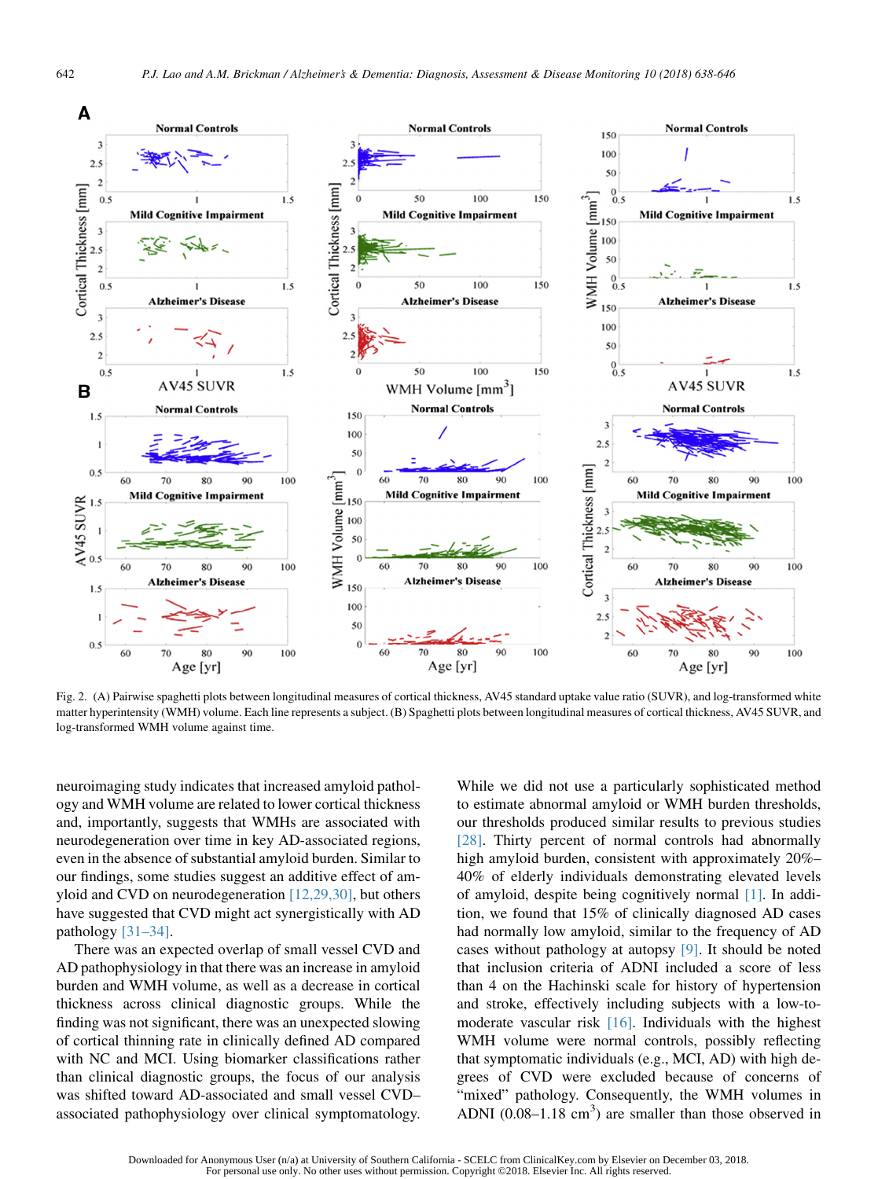Fig. 2. (A) Pairwise spaghetti plots between longitudinal measures of cortical thickness, AV45 standard uptake value ratio (SUVR), and log-transformed white matter hyperintensity (WMH) volume. Each line represents a subject. (B) Spaghetti plots between longitudinal measures of cortical thickness, AV45 SUVR, and log-transformed WMH volume against time.

neuroimaging study indicates that increased amyloid pathology and WMH volume are related to lower cortical thickness and, importantly, suggests that WMHs are associated with neurodegeneration over time in key AD-associated regions, even in the absence of substantial amyloid burden. Similar to our findings, some studies suggest an additive effect of amyloid and CVD on neurodegeneration [12,29,30], but others have suggested that CVD might act synergistically with AD pathology [31–34].

There was an expected overlap of small vessel CVD and AD pathophysiology in that there was an increase in amyloid burden and WMH volume, as well as a decrease in cortical thickness across clinical diagnostic groups. While the finding was not significant, there was an unexpected slowing of cortical thinning rate in clinically defined AD compared with NC and MCI. Using biomarker classifications rather than clinical diagnostic groups, the focus of our analysis was shifted toward AD-associated and small vessel CVD–associated pathophysiology over clinical symptomatology.

While we did not use a particularly sophisticated method to estimate abnormal amyloid or WMH burden thresholds, our thresholds produced similar results to previous studies [28]. Thirty percent of normal controls had abnormally high amyloid burden, consistent with approximately 20%–40% of elderly individuals demonstrating elevated levels of amyloid, despite being cognitively normal [1]. In addition, we found that 15% of clinically diagnosed AD cases had normally low amyloid, similar to the frequency of AD cases without pathology at autopsy [9]. It should be noted that inclusion criteria of ADNI included a score of less than 4 on the Hachinski scale for history of hypertension and stroke, effectively including subjects with a low-to-moderate vascular risk [16]. Individuals with the highest WMH volume were normal controls, possibly reflecting that symptomatic individuals (e.g., MCI, AD) with high degrees of CVD were excluded because of concerns of "mixed" pathology. Consequently, the WMH volumes in ADNI (0.08–1.18 $cm^3$) are smaller than those observed in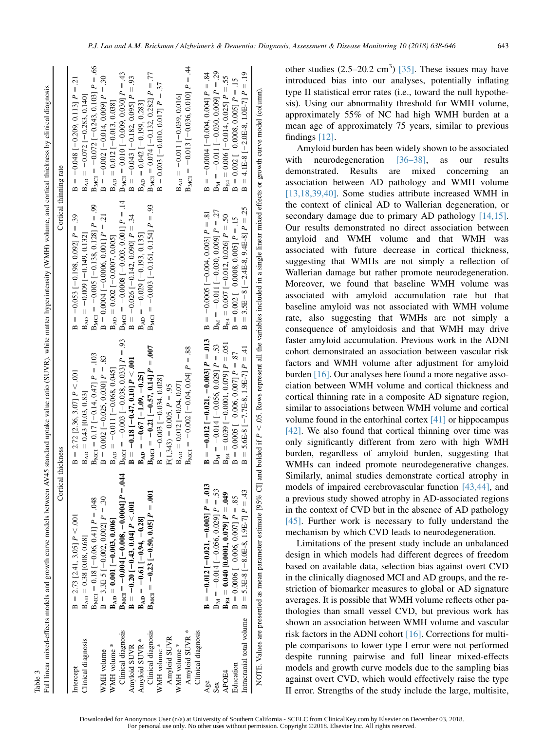Table 3
Full linear mixed-effects models and growth curve models between AV45 standard uptake value ratio (SUVR), white matter hyperintensity (WMH) volume, and cortical thickness by clinical diagnosis

| | Cortical thickness | | Cortical thinning rate | |
|---|---|---|---|---|
| Intercept | B = 2.73 [2.41, 3.05] P < .001 | B = 2.72 [2.36, 3.07] P < .001 | B = −0.053 [−0.198, 0.092] P = .39 | B = −0.048 [−0.209, 0.113] P = .21 |
| Clinical diagnosis | $B_{AD}$ = 0.38 [0.08, 0.68] | $B_{AD}$ = 0.43 [0.03, 0.83] | $B_{AD}$ = −0.009 [−0.149, 0.132] | $B_{AD}$ = −0.072 [−0.283, 0.140] |
| | $B_{MCI}$ = 0.18 [−0.06, 0.41] P = .048 | $B_{MCI}$ = 0.17 [−0.14, 0.47] P = .103 | $B_{MCI}$ = −0.005 [−0.138, 0.128] P = .99 | $B_{MCI}$ = −0.072 [−0.243, 0.103] P = .66 |
| WMH volume | B = 3.3E-5 [−0.002, 0.002] P = .30 | B = 0.002 [−0.025, 0.030] P = .83 | B = 0.0004 [−0.0006, 0.001] P = .21 | B = −0.002 [−0.014, 0.009] P = .30 |
| WMH volume * | **$B_{AD}$ = 0.001 [−0.003, 0.006]** | $B_{AD}$ = −0.011 [−0.068, 0.045] | $B_{AD}$ = 0.002 [−0.0007, 0.005] | $B_{AD}$ = 0.012 [−0.013, 0.038] |
| Clinical diagnosis | **$B_{MCI}$ = −0.004 [−0.008, −0.0004] P = .044** | $B_{MCI}$ = −0.003 [−0.038, 0.033] P = .93 | $B_{MCI}$ = −0.0008 [−0.003, 0.001] P = .14 | $B_{MCI}$ = 0.010 [−0.009, 0.030] P = .43 |
| Amyloid SUVR | **B = −0.20 [−0.43, 0.04] P < .001** | **B = −0.18 [−0.47, 0.10] P < .001** | B = −0.026 [−0.142, 0.090] P = .34 | B = −0.043 [−0.182, 0.095] P = .93 |
| Amyloid SUVR * | **$B_{AD}$ = −0.61 [−0.94, −0.28]** | **$B_{AD}$ = −0.67 [−1.09, −0.25]** | $B_{AD}$ = −0.029 [−0.193, 0.135] | $B_{AD}$ = 0.042 [−0.199, 0.283] |
| Clinical diagnosis | **$B_{MCI}$ = −0.23 [−0.50, 0.05] P = .001** | **$B_{MCI}$ = −0.21 [−0.57, 0.14] P = .007** | $B_{MCI}$ = −0.003 [−0.161, 0.154] P = .93 | $B_{MCI}$ = 0.074 [−0.132, 0.282] P = .77 |
| WMH volume * | | B = −0.003 [−0.034, 0.028] | | B = 0.003 [−0.010, 0.017] P = .37 |
| Amyloid SUVR | | F(1,343) = 0.005, P = .95 | | |
| WMH volume * | | $B_{AD}$ = 0.012 [−0.04, 0.07] | | $B_{AD}$ = −0.011 [−0.039, 0.016] |
| Amyloid SUVR * Clinical diagnosis | | $B_{MCI}$ = −0.002 [−0.04, 0.04] P = .88 | | $B_{MCI}$ = −0.013 [−0.036, 0.010] P = .44 |
| Age | **B = −0.012 [−0.021, −0.003] P = .013** | **B = −0.012 [−0.021, −0.003] P = .013** | B = −0.0005 [−0.004, 0.003] P = .81 | B = −0.0004 [−0.004, 0.004] P = .84 |
| Sex | $B_M$ = −0.014 [−0.056, 0.029] P = .53 | $B_M$ = −0.014 [−0.056, 0.029] P = .53 | $B_M$ = −0.011 [−0.030, 0.009] P = .27 | $B_M$ = −0.011 [−0.030, 0.009] P = .29 |
| APOE4 | **$B_{E4}$ = 0.040 [0.0001, 0.079] P = .049** | $B_{E4}$ = 0.039 [−0.0001, 0.079] P = .051 | $B_{E4}$ = 0.007 [−0.012, 0.026] P = .50 | $B_{E4}$ = 0.006 [−0.014, 0.025] P = .55 |
| Education | B = 0.0006 [−0.006, 0.007] P = .85 | B = 0.0005 [−0.006, 0.007] P = .87 | B = 0.002 [−0.0008, 0.005] P = .15 | B = 0.002 [−0.0008, 0.005] P = .15 |
| Intracranial total volume | B = 5.3E-8 [−8.0E-8, 1.9E-7] P = .43 | B = 5.6E-8 [−7.7E-8, 1.9E-7] P = .41 | B = 3.5E−8 [−2.4E-8, 9.4E-8] P = .25 | B = 4.1E-8 [−2.0E-8, 1.0E-7] P = .19 |

NOTE. Values are presented as mean parameter estimate [95% CI] and bolded if $P < .05$. Rows represent all the variables included in a single linear mixed effects or growth curve model (column).

other studies (2.5–20.2 $cm^3$) [35]. These issues may have introduced bias into our analyses, potentially inflating type II statistical error rates (i.e., toward the null hypothesis). Using our abnormality threshold for WMH volume, approximately 55% of NC had high WMH burden at a mean age of approximately 75 years, similar to previous findings [12].

Amyloid burden has been widely shown to be associated with neurodegeneration [36–38], as our results demonstrated. Results are mixed concerning an association between AD pathology and WMH volume [13,18,39,40]. Some studies attribute increased WMH in the context of clinical AD to Wallerian degeneration, or secondary damage due to primary AD pathology [14,15]. Our results demonstrated no direct association between amyloid and WMH volume and that WMH was associated with future decrease in cortical thickness, suggesting that WMHs are not simply a reflection of Wallerian damage but rather promote neurodegeneration. Moreover, we found that baseline WMH volume was associated with amyloid accumulation rate but that baseline amyloid was not associated with WMH volume rate, also suggesting that WMHs are not simply a consequence of amyloidosis and that WMH may drive faster amyloid accumulation. Previous work in the ADNI cohort demonstrated an association between vascular risk factors and WMH volume after adjustment for amyloid burden [16]. Our analyses here found a more negative association between WMH volume and cortical thickness and cortical thinning rate in a composite AD signature region, similar to associations between WMH volume and cortical volume found in the entorhinal cortex [41] or hippocampus [42]. We also found that cortical thinning over time was only significantly different from zero with high WMH burden, regardless of amyloid burden, suggesting that WMHs can indeed promote neurodegenerative changes. Similarly, animal studies demonstrate cortical atrophy in models of impaired cerebrovascular function [43,44], and a previous study showed atrophy in AD-associated regions in the context of CVD but in the absence of AD pathology [45]. Further work is necessary to fully understand the mechanism by which CVD leads to neurodegeneration.

Limitations of the present study include an unbalanced design in which models had different degrees of freedom based on available data, selection bias against overt CVD in the clinically diagnosed MCI and AD groups, and the restriction of biomarker measures to global or AD signature averages. It is possible that WMH volume reflects other pathologies than small vessel CVD, but previous work has shown an association between WMH volume and vascular risk factors in the ADNI cohort [16]. Corrections for multiple comparisons to lower type I error were not performed despite running pairwise and full linear mixed-effects models and growth curve models due to the sampling bias against overt CVD, which would effectively raise the type II error. Strengths of the study include the large, multisite,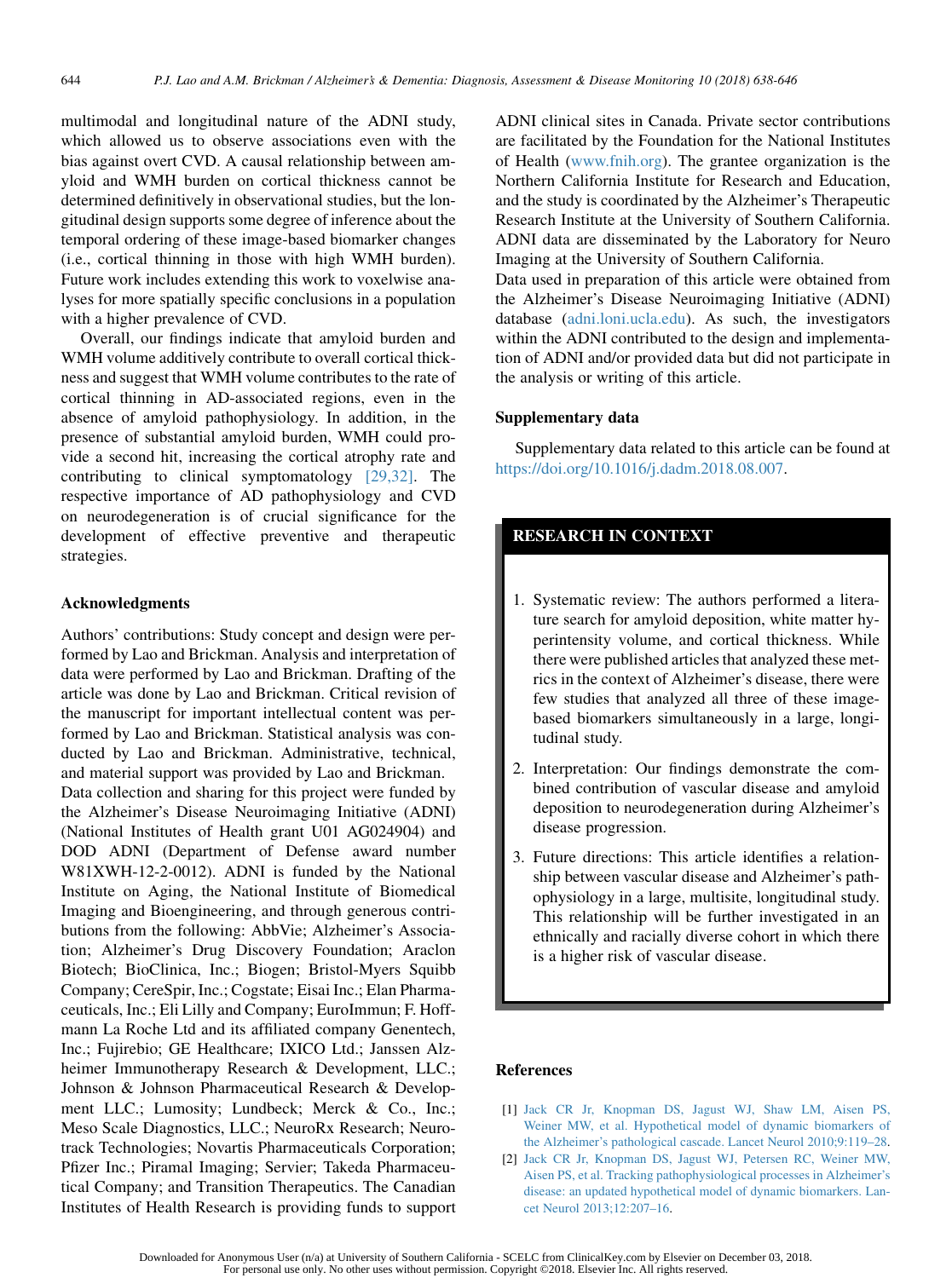multimodal and longitudinal nature of the ADNI study, which allowed us to observe associations even with the bias against overt CVD. A causal relationship between amyloid and WMH burden on cortical thickness cannot be determined definitively in observational studies, but the longitudinal design supports some degree of inference about the temporal ordering of these image-based biomarker changes (i.e., cortical thinning in those with high WMH burden). Future work includes extending this work to voxelwise analyses for more spatially specific conclusions in a population with a higher prevalence of CVD.

Overall, our findings indicate that amyloid burden and WMH volume additively contribute to overall cortical thickness and suggest that WMH volume contributes to the rate of cortical thinning in AD-associated regions, even in the absence of amyloid pathophysiology. In addition, in the presence of substantial amyloid burden, WMH could provide a second hit, increasing the cortical atrophy rate and contributing to clinical symptomatology [29,32]. The respective importance of AD pathophysiology and CVD on neurodegeneration is of crucial significance for the development of effective preventive and therapeutic strategies.

## Acknowledgments

Authors' contributions: Study concept and design were performed by Lao and Brickman. Analysis and interpretation of data were performed by Lao and Brickman. Drafting of the article was done by Lao and Brickman. Critical revision of the manuscript for important intellectual content was performed by Lao and Brickman. Statistical analysis was conducted by Lao and Brickman. Administrative, technical, and material support was provided by Lao and Brickman.

Data collection and sharing for this project were funded by the Alzheimer's Disease Neuroimaging Initiative (ADNI) (National Institutes of Health grant U01 AG024904) and DOD ADNI (Department of Defense award number W81XWH-12-2-0012). ADNI is funded by the National Institute on Aging, the National Institute of Biomedical Imaging and Bioengineering, and through generous contributions from the following: AbbVie; Alzheimer's Association; Alzheimer's Drug Discovery Foundation; Araclon Biotech; BioClinica, Inc.; Biogen; Bristol-Myers Squibb Company; CereSpir, Inc.; Cogstate; Eisai Inc.; Elan Pharmaceuticals, Inc.; Eli Lilly and Company; EuroImmun; F. Hoffmann La Roche Ltd and its affiliated company Genentech, Inc.; Fujirebio; GE Healthcare; IXICO Ltd.; Janssen Alzheimer Immunotherapy Research & Development, LLC.; Johnson & Johnson Pharmaceutical Research & Development LLC.; Lumosity; Lundbeck; Merck & Co., Inc.; Meso Scale Diagnostics, LLC.; NeuroRx Research; Neurotrack Technologies; Novartis Pharmaceuticals Corporation; Pfizer Inc.; Piramal Imaging; Servier; Takeda Pharmaceutical Company; and Transition Therapeutics. The Canadian Institutes of Health Research is providing funds to support ADNI clinical sites in Canada. Private sector contributions are facilitated by the Foundation for the National Institutes of Health (www.fnih.org). The grantee organization is the Northern California Institute for Research and Education, and the study is coordinated by the Alzheimer's Therapeutic Research Institute at the University of Southern California. ADNI data are disseminated by the Laboratory for Neuro Imaging at the University of Southern California.

Data used in preparation of this article were obtained from the Alzheimer's Disease Neuroimaging Initiative (ADNI) database (adni.loni.ucla.edu). As such, the investigators within the ADNI contributed to the design and implementation of ADNI and/or provided data but did not participate in the analysis or writing of this article.

## Supplementary data

Supplementary data related to this article can be found at https://doi.org/10.1016/j.dadm.2018.08.007.

## RESEARCH IN CONTEXT

1. Systematic review: The authors performed a literature search for amyloid deposition, white matter hyperintensity volume, and cortical thickness. While there were published articles that analyzed these metrics in the context of Alzheimer's disease, there were few studies that analyzed all three of these image-based biomarkers simultaneously in a large, longitudinal study.
2. Interpretation: Our findings demonstrate the combined contribution of vascular disease and amyloid deposition to neurodegeneration during Alzheimer's disease progression.
3. Future directions: This article identifies a relationship between vascular disease and Alzheimer's pathophysiology in a large, multisite, longitudinal study. This relationship will be further investigated in an ethnically and racially diverse cohort in which there is a higher risk of vascular disease.

## References

[1] Jack CR Jr, Knopman DS, Jagust WJ, Shaw LM, Aisen PS, Weiner MW, et al. Hypothetical model of dynamic biomarkers of the Alzheimer's pathological cascade. Lancet Neurol 2010;9:119–28.

[2] Jack CR Jr, Knopman DS, Jagust WJ, Petersen RC, Weiner MW, Aisen PS, et al. Tracking pathophysiological processes in Alzheimer's disease: an updated hypothetical model of dynamic biomarkers. Lancet Neurol 2013;12:207–16.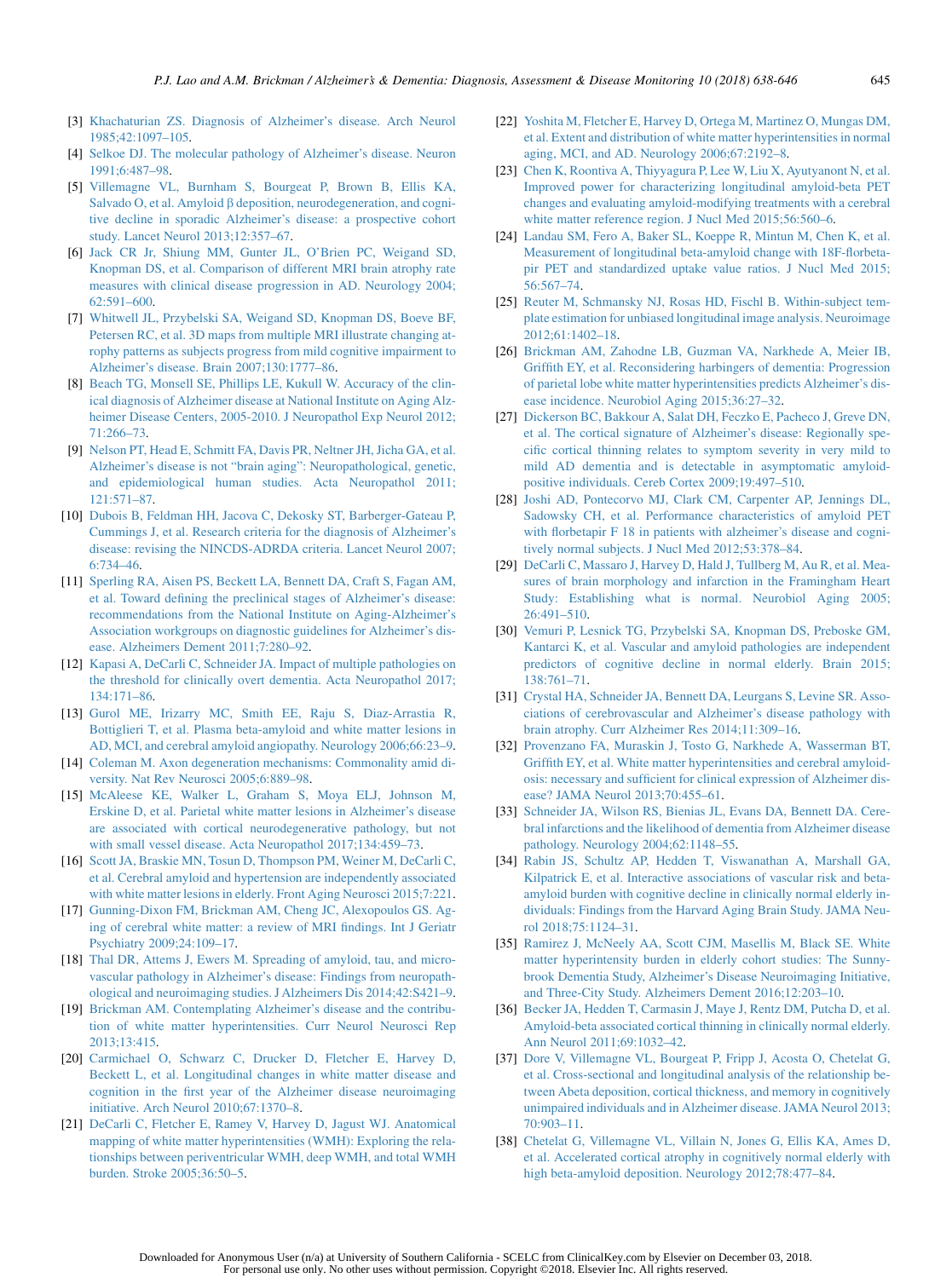[3] Khachaturian ZS. Diagnosis of Alzheimer's disease. Arch Neurol 1985;42:1097–105.

[4] Selkoe DJ. The molecular pathology of Alzheimer's disease. Neuron 1991;6:487–98.

[5] Villemagne VL, Burnham S, Bourgeat P, Brown B, Ellis KA, Salvado O, et al. Amyloid β deposition, neurodegeneration, and cognitive decline in sporadic Alzheimer's disease: a prospective cohort study. Lancet Neurol 2013;12:357–67.

[6] Jack CR Jr, Shiung MM, Gunter JL, O'Brien PC, Weigand SD, Knopman DS, et al. Comparison of different MRI brain atrophy rate measures with clinical disease progression in AD. Neurology 2004; 62:591–600.

[7] Whitwell JL, Przybelski SA, Weigand SD, Knopman DS, Boeve BF, Petersen RC, et al. 3D maps from multiple MRI illustrate changing atrophy patterns as subjects progress from mild cognitive impairment to Alzheimer's disease. Brain 2007;130:1777–86.

[8] Beach TG, Monsell SE, Phillips LE, Kukull W. Accuracy of the clinical diagnosis of Alzheimer disease at National Institute on Aging Alzheimer Disease Centers, 2005-2010. J Neuropathol Exp Neurol 2012; 71:266–73.

[9] Nelson PT, Head E, Schmitt FA, Davis PR, Neltner JH, Jicha GA, et al. Alzheimer's disease is not "brain aging": Neuropathological, genetic, and epidemiological human studies. Acta Neuropathol 2011; 121:571–87.

[10] Dubois B, Feldman HH, Jacova C, Dekosky ST, Barberger-Gateau P, Cummings J, et al. Research criteria for the diagnosis of Alzheimer's disease: revising the NINCDS-ADRDA criteria. Lancet Neurol 2007; 6:734–46.

[11] Sperling RA, Aisen PS, Beckett LA, Bennett DA, Craft S, Fagan AM, et al. Toward defining the preclinical stages of Alzheimer's disease: recommendations from the National Institute on Aging-Alzheimer's Association workgroups on diagnostic guidelines for Alzheimer's disease. Alzheimers Dement 2011;7:280–92.

[12] Kapasi A, DeCarli C, Schneider JA. Impact of multiple pathologies on the threshold for clinically overt dementia. Acta Neuropathol 2017; 134:171–86.

[13] Gurol ME, Irizarry MC, Smith EE, Raju S, Diaz-Arrastia R, Bottiglieri T, et al. Plasma beta-amyloid and white matter lesions in AD, MCI, and cerebral amyloid angiopathy. Neurology 2006;66:23–9.

[14] Coleman M. Axon degeneration mechanisms: Commonality amid diversity. Nat Rev Neurosci 2005;6:889–98.

[15] McAleese KE, Walker L, Graham S, Moya ELJ, Johnson M, Erskine D, et al. Parietal white matter lesions in Alzheimer's disease are associated with cortical neurodegenerative pathology, but not with small vessel disease. Acta Neuropathol 2017;134:459–73.

[16] Scott JA, Braskie MN, Tosun D, Thompson PM, Weiner M, DeCarli C, et al. Cerebral amyloid and hypertension are independently associated with white matter lesions in elderly. Front Aging Neurosci 2015;7:221.

[17] Gunning-Dixon FM, Brickman AM, Cheng JC, Alexopoulos GS. Aging of cerebral white matter: a review of MRI findings. Int J Geriatr Psychiatry 2009;24:109–17.

[18] Thal DR, Attems J, Ewers M. Spreading of amyloid, tau, and microvascular pathology in Alzheimer's disease: Findings from neuropathological and neuroimaging studies. J Alzheimers Dis 2014;42:S421–9.

[19] Brickman AM. Contemplating Alzheimer's disease and the contribution of white matter hyperintensities. Curr Neurol Neurosci Rep 2013;13:415.

[20] Carmichael O, Schwarz C, Drucker D, Fletcher E, Harvey D, Beckett L, et al. Longitudinal changes in white matter disease and cognition in the first year of the Alzheimer disease neuroimaging initiative. Arch Neurol 2010;67:1370–8.

[21] DeCarli C, Fletcher E, Ramey V, Harvey D, Jagust WJ. Anatomical mapping of white matter hyperintensities (WMH): Exploring the relationships between periventricular WMH, deep WMH, and total WMH burden. Stroke 2005;36:50–5.

[22] Yoshita M, Fletcher E, Harvey D, Ortega M, Martinez O, Mungas DM, et al. Extent and distribution of white matter hyperintensities in normal aging, MCI, and AD. Neurology 2006;67:2192–8.

[23] Chen K, Roontiva A, Thiyyagura P, Lee W, Liu X, Ayutyanont N, et al. Improved power for characterizing longitudinal amyloid-beta PET changes and evaluating amyloid-modifying treatments with a cerebral white matter reference region. J Nucl Med 2015;56:560–6.

[24] Landau SM, Fero A, Baker SL, Koeppe R, Mintun M, Chen K, et al. Measurement of longitudinal beta-amyloid change with 18F-florbetapir PET and standardized uptake value ratios. J Nucl Med 2015; 56:567–74.

[25] Reuter M, Schmansky NJ, Rosas HD, Fischl B. Within-subject template estimation for unbiased longitudinal image analysis. Neuroimage 2012;61:1402–18.

[26] Brickman AM, Zahodne LB, Guzman VA, Narkhede A, Meier IB, Griffith EY, et al. Reconsidering harbingers of dementia: Progression of parietal lobe white matter hyperintensities predicts Alzheimer's disease incidence. Neurobiol Aging 2015;36:27–32.

[27] Dickerson BC, Bakkour A, Salat DH, Feczko E, Pacheco J, Greve DN, et al. The cortical signature of Alzheimer's disease: Regionally specific cortical thinning relates to symptom severity in very mild to mild AD dementia and is detectable in asymptomatic amyloid-positive individuals. Cereb Cortex 2009;19:497–510.

[28] Joshi AD, Pontecorvo MJ, Clark CM, Carpenter AP, Jennings DL, Sadowsky CH, et al. Performance characteristics of amyloid PET with florbetapir F 18 in patients with alzheimer's disease and cognitively normal subjects. J Nucl Med 2012;53:378–84.

[29] DeCarli C, Massaro J, Harvey D, Hald J, Tullberg M, Au R, et al. Measures of brain morphology and infarction in the Framingham Heart Study: Establishing what is normal. Neurobiol Aging 2005; 26:491–510.

[30] Vemuri P, Lesnick TG, Przybelski SA, Knopman DS, Preboske GM, Kantarci K, et al. Vascular and amyloid pathologies are independent predictors of cognitive decline in normal elderly. Brain 2015; 138:761–71.

[31] Crystal HA, Schneider JA, Bennett DA, Leurgans S, Levine SR. Associations of cerebrovascular and Alzheimer's disease pathology with brain atrophy. Curr Alzheimer Res 2014;11:309–16.

[32] Provenzano FA, Muraskin J, Tosto G, Narkhede A, Wasserman BT, Griffith EY, et al. White matter hyperintensities and cerebral amyloidosis: necessary and sufficient for clinical expression of Alzheimer disease? JAMA Neurol 2013;70:455–61.

[33] Schneider JA, Wilson RS, Bienias JL, Evans DA, Bennett DA. Cerebral infarctions and the likelihood of dementia from Alzheimer disease pathology. Neurology 2004;62:1148–55.

[34] Rabin JS, Schultz AP, Hedden T, Viswanathan A, Marshall GA, Kilpatrick E, et al. Interactive associations of vascular risk and beta-amyloid burden with cognitive decline in clinically normal elderly individuals: Findings from the Harvard Aging Brain Study. JAMA Neurol 2018;75:1124–31.

[35] Ramirez J, McNeely AA, Scott CJM, Masellis M, Black SE. White matter hyperintensity burden in elderly cohort studies: The Sunnybrook Dementia Study, Alzheimer's Disease Neuroimaging Initiative, and Three-City Study. Alzheimers Dement 2016;12:203–10.

[36] Becker JA, Hedden T, Carmasin J, Maye J, Rentz DM, Putcha D, et al. Amyloid-beta associated cortical thinning in clinically normal elderly. Ann Neurol 2011;69:1032–42.

[37] Dore V, Villemagne VL, Bourgeat P, Fripp J, Acosta O, Chetelat G, et al. Cross-sectional and longitudinal analysis of the relationship between Abeta deposition, cortical thickness, and memory in cognitively unimpaired individuals and in Alzheimer disease. JAMA Neurol 2013; 70:903–11.

[38] Chetelat G, Villemagne VL, Villain N, Jones G, Ellis KA, Ames D, et al. Accelerated cortical atrophy in cognitively normal elderly with high beta-amyloid deposition. Neurology 2012;78:477–84.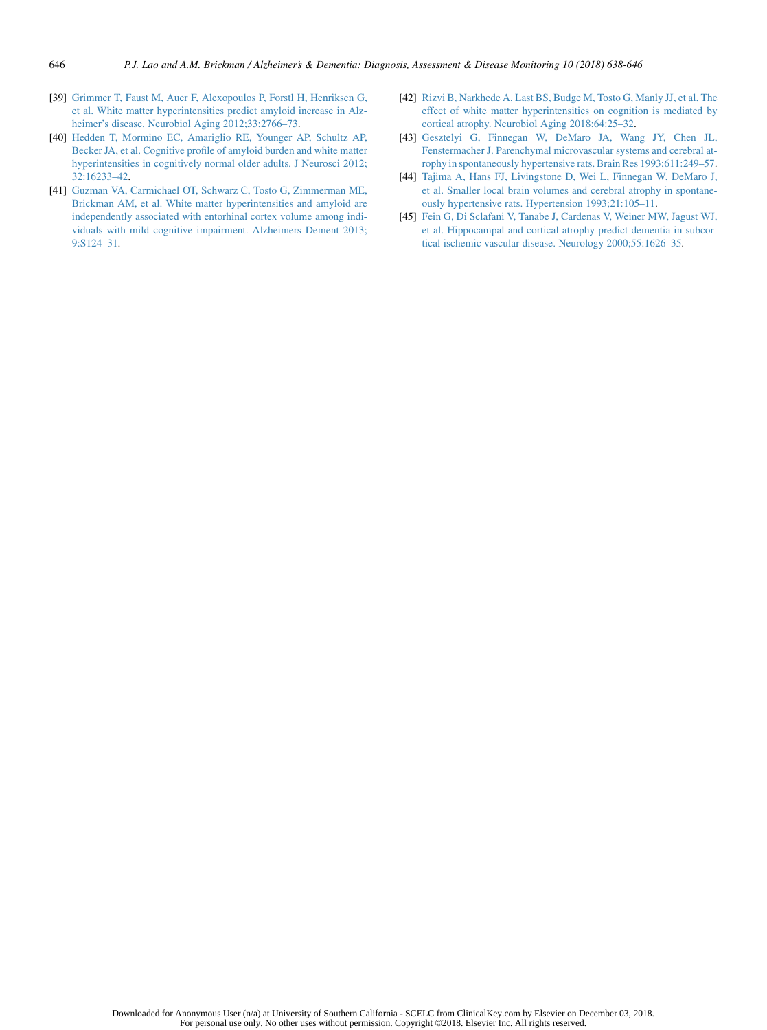[39] Grimmer T, Faust M, Auer F, Alexopoulos P, Forstl H, Henriksen G, et al. White matter hyperintensities predict amyloid increase in Alzheimer's disease. Neurobiol Aging 2012;33:2766–73.

[40] Hedden T, Mormino EC, Amariglio RE, Younger AP, Schultz AP, Becker JA, et al. Cognitive profile of amyloid burden and white matter hyperintensities in cognitively normal older adults. J Neurosci 2012; 32:16233–42.

[41] Guzman VA, Carmichael OT, Schwarz C, Tosto G, Zimmerman ME, Brickman AM, et al. White matter hyperintensities and amyloid are independently associated with entorhinal cortex volume among individuals with mild cognitive impairment. Alzheimers Dement 2013; 9:S124–31.

[42] Rizvi B, Narkhede A, Last BS, Budge M, Tosto G, Manly JJ, et al. The effect of white matter hyperintensities on cognition is mediated by cortical atrophy. Neurobiol Aging 2018;64:25–32.

[43] Gesztelyi G, Finnegan W, DeMaro JA, Wang JY, Chen JL, Fenstermacher J. Parenchymal microvascular systems and cerebral atrophy in spontaneously hypertensive rats. Brain Res 1993;611:249–57.

[44] Tajima A, Hans FJ, Livingstone D, Wei L, Finnegan W, DeMaro J, et al. Smaller local brain volumes and cerebral atrophy in spontaneously hypertensive rats. Hypertension 1993;21:105–11.

[45] Fein G, Di Sclafani V, Tanabe J, Cardenas V, Weiner MW, Jagust WJ, et al. Hippocampal and cortical atrophy predict dementia in subcortical ischemic vascular disease. Neurology 2000;55:1626–35.